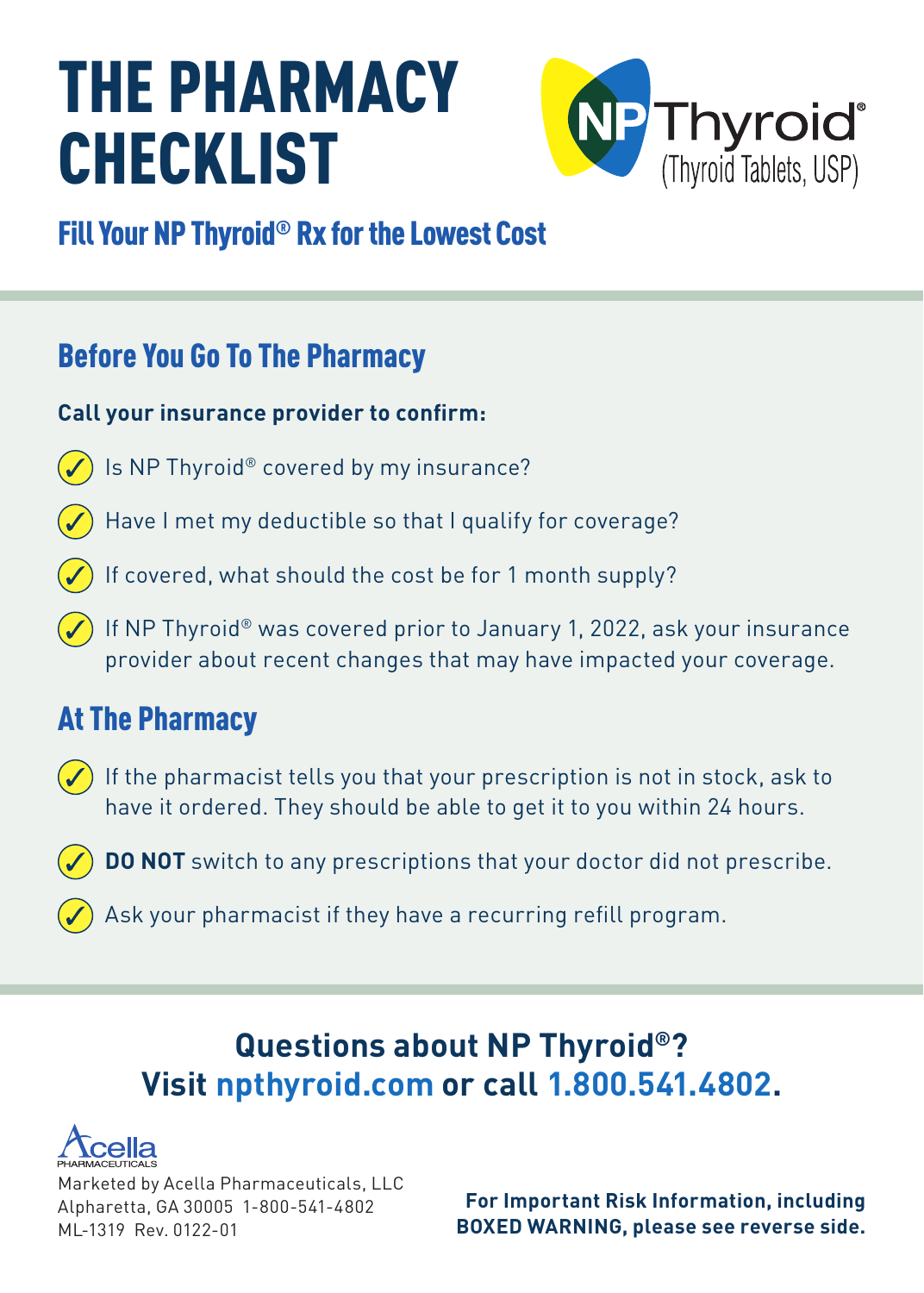# THE PHARMACY CHECKLIST

NP Thyroid® (Thyroid Tablets, USP)

## Fill Your NP Thyroid® Rx for the Lowest Cost

## Before You Go To The Pharmacy

**Call your insurance provider to confirm:**

- ✓ Is NP Thyroid® covered by my insurance?
- ✓ Have I met my deductible so that I qualify for coverage?
- ✓ If covered, what should the cost be for 1 month supply?
- ✓ If NP Thyroid® was covered prior to January 1, 2022, ask your insurance provider about recent changes that may have impacted your coverage.

## At The Pharmacy

- ✓ If the pharmacist tells you that your prescription is not in stock, ask to have it ordered. They should be able to get it to you within 24 hours.
- ✓ **DO NOT** switch to any prescriptions that your doctor did not prescribe.
- ✓ Ask your pharmacist if they have a recurring refill program.

**Questions about NP Thyroid®?**
**Visit npthyroid.com or call 1.800.541.4802.**

Acella PHARMACEUTICALS

Marketed by Acella Pharmaceuticals, LLC
Alpharetta, GA 30005 1-800-541-4802
ML-1319 Rev. 0122-01

**For Important Risk Information, including BOXED WARNING, please see reverse side.**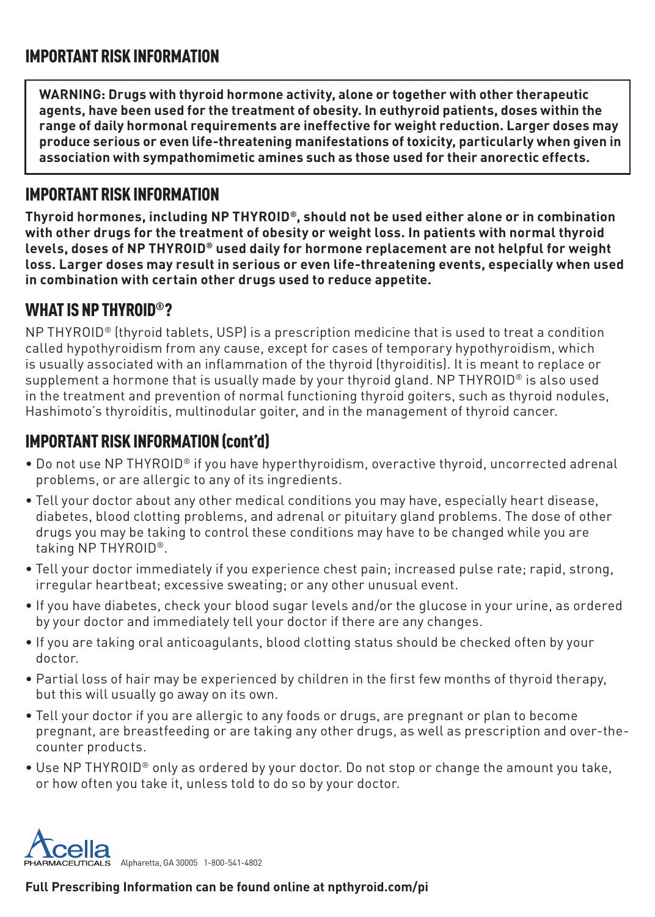## IMPORTANT RISK INFORMATION

**WARNING: Drugs with thyroid hormone activity, alone or together with other therapeutic agents, have been used for the treatment of obesity. In euthyroid patients, doses within the range of daily hormonal requirements are ineffective for weight reduction. Larger doses may produce serious or even life-threatening manifestations of toxicity, particularly when given in association with sympathomimetic amines such as those used for their anorectic effects.**

## IMPORTANT RISK INFORMATION

**Thyroid hormones, including NP THYROID®, should not be used either alone or in combination with other drugs for the treatment of obesity or weight loss. In patients with normal thyroid levels, doses of NP THYROID® used daily for hormone replacement are not helpful for weight loss. Larger doses may result in serious or even life-threatening events, especially when used in combination with certain other drugs used to reduce appetite.**

## WHAT IS NP THYROID®?

NP THYROID® (thyroid tablets, USP) is a prescription medicine that is used to treat a condition called hypothyroidism from any cause, except for cases of temporary hypothyroidism, which is usually associated with an inflammation of the thyroid (thyroiditis). It is meant to replace or supplement a hormone that is usually made by your thyroid gland. NP THYROID® is also used in the treatment and prevention of normal functioning thyroid goiters, such as thyroid nodules, Hashimoto's thyroiditis, multinodular goiter, and in the management of thyroid cancer.

## IMPORTANT RISK INFORMATION (cont'd)

- Do not use NP THYROID® if you have hyperthyroidism, overactive thyroid, uncorrected adrenal problems, or are allergic to any of its ingredients.
- Tell your doctor about any other medical conditions you may have, especially heart disease, diabetes, blood clotting problems, and adrenal or pituitary gland problems. The dose of other drugs you may be taking to control these conditions may have to be changed while you are taking NP THYROID®.
- Tell your doctor immediately if you experience chest pain; increased pulse rate; rapid, strong, irregular heartbeat; excessive sweating; or any other unusual event.
- If you have diabetes, check your blood sugar levels and/or the glucose in your urine, as ordered by your doctor and immediately tell your doctor if there are any changes.
- If you are taking oral anticoagulants, blood clotting status should be checked often by your doctor.
- Partial loss of hair may be experienced by children in the first few months of thyroid therapy, but this will usually go away on its own.
- Tell your doctor if you are allergic to any foods or drugs, are pregnant or plan to become pregnant, are breastfeeding or are taking any other drugs, as well as prescription and over-the-counter products.
- Use NP THYROID® only as ordered by your doctor. Do not stop or change the amount you take, or how often you take it, unless told to do so by your doctor.

Acella PHARMACEUTICALS Alpharetta, GA 30005 1-800-541-4802

**Full Prescribing Information can be found online at npthyroid.com/pi**